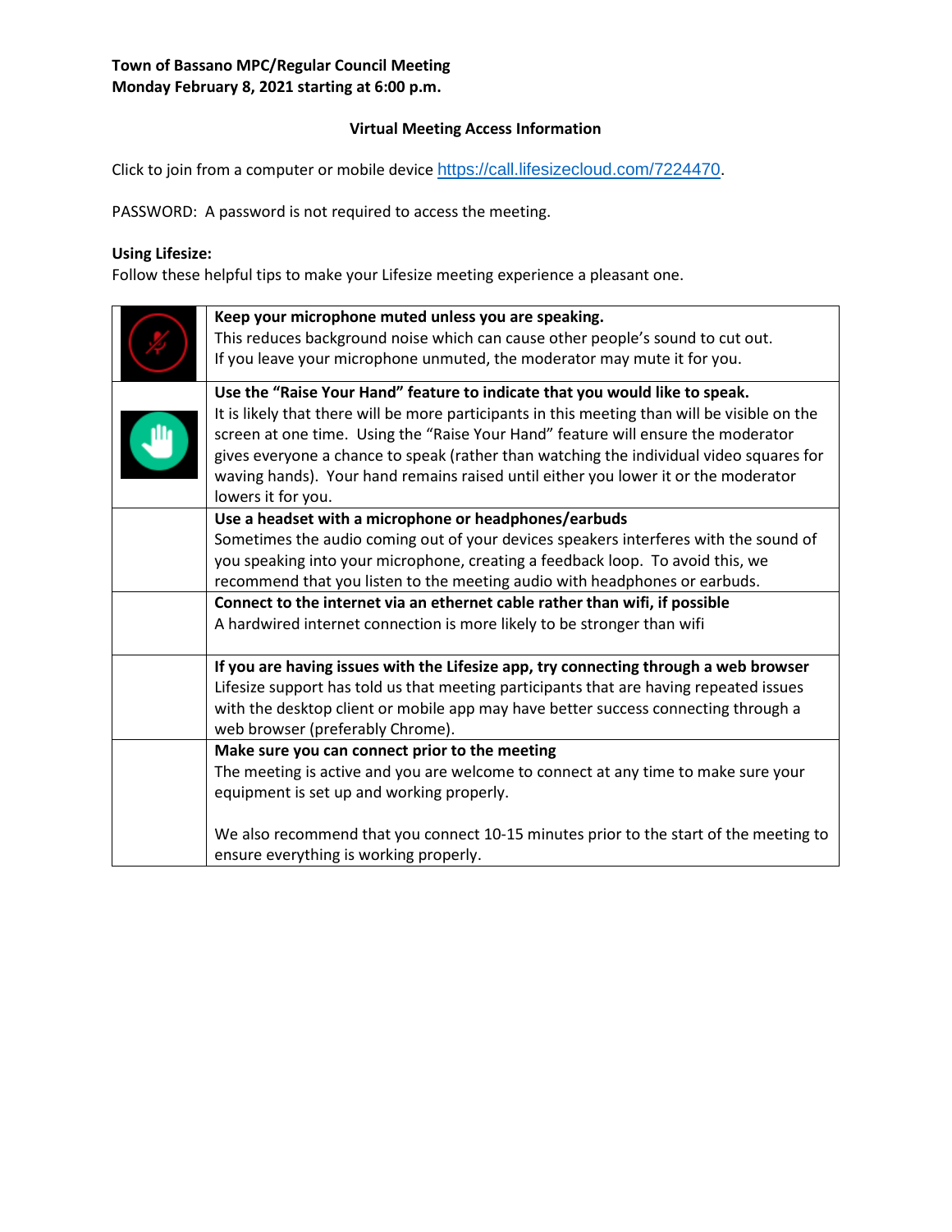**Town of Bassano MPC/Regular Council Meeting**
**Monday February 8, 2021 starting at 6:00 p.m.**

## Virtual Meeting Access Information

Click to join from a computer or mobile device https://call.lifesizecloud.com/7224470.

PASSWORD: A password is not required to access the meeting.

**Using Lifesize:**
Follow these helpful tips to make your Lifesize meeting experience a pleasant one.

| | |
|---|---|
| | **Keep your microphone muted unless you are speaking.** This reduces background noise which can cause other people's sound to cut out. If you leave your microphone unmuted, the moderator may mute it for you. |
| | **Use the "Raise Your Hand" feature to indicate that you would like to speak.** It is likely that there will be more participants in this meeting than will be visible on the screen at one time. Using the "Raise Your Hand" feature will ensure the moderator gives everyone a chance to speak (rather than watching the individual video squares for waving hands). Your hand remains raised until either you lower it or the moderator lowers it for you. |
| | **Use a headset with a microphone or headphones/earbuds** Sometimes the audio coming out of your devices speakers interferes with the sound of you speaking into your microphone, creating a feedback loop. To avoid this, we recommend that you listen to the meeting audio with headphones or earbuds. |
| | **Connect to the internet via an ethernet cable rather than wifi, if possible** A hardwired internet connection is more likely to be stronger than wifi |
| | **If you are having issues with the Lifesize app, try connecting through a web browser** Lifesize support has told us that meeting participants that are having repeated issues with the desktop client or mobile app may have better success connecting through a web browser (preferably Chrome). |
| | **Make sure you can connect prior to the meeting** The meeting is active and you are welcome to connect at any time to make sure your equipment is set up and working properly. We also recommend that you connect 10-15 minutes prior to the start of the meeting to ensure everything is working properly. |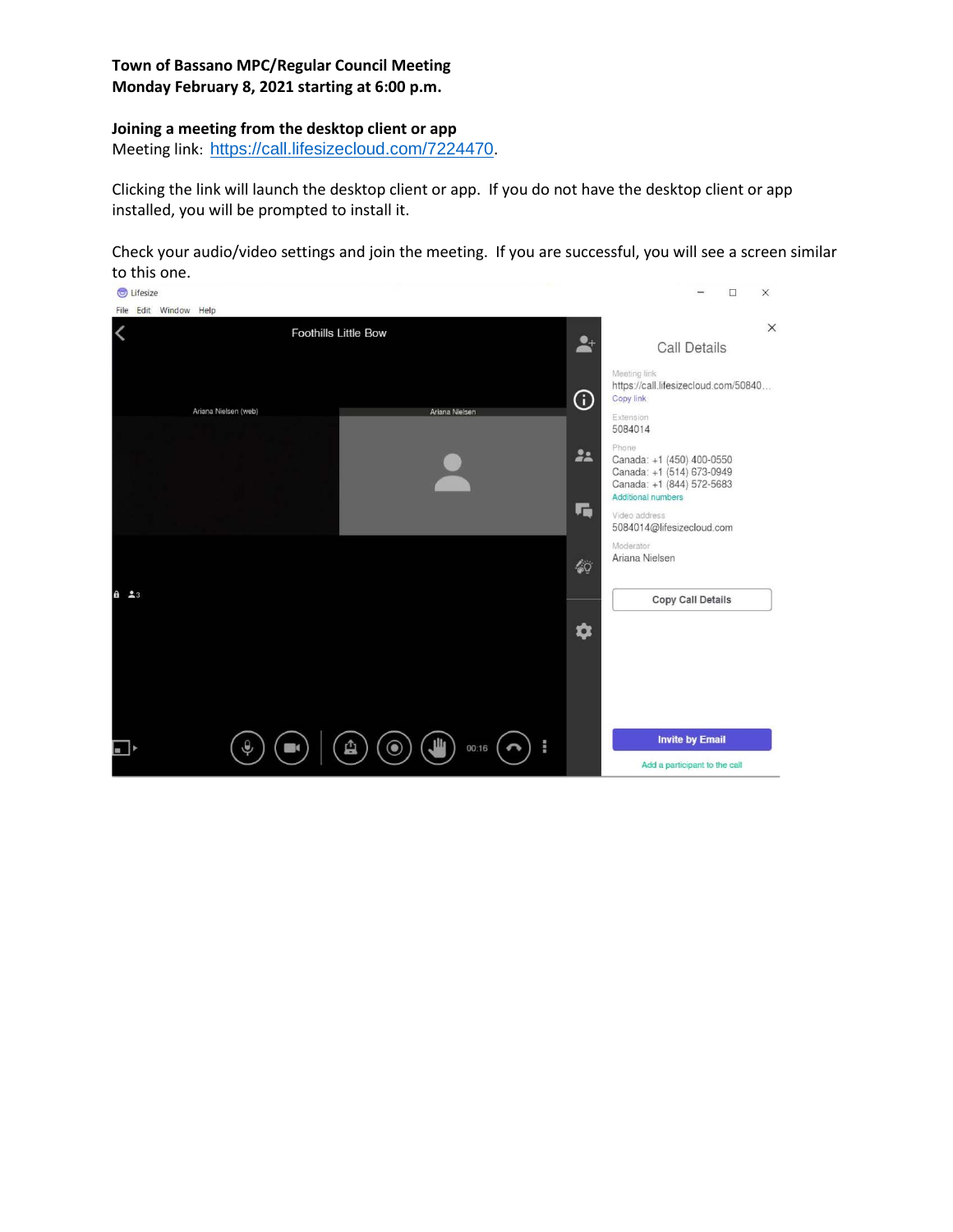**Town of Bassano MPC/Regular Council Meeting**
**Monday February 8, 2021 starting at 6:00 p.m.**

**Joining a meeting from the desktop client or app**
Meeting link: https://call.lifesizecloud.com/7224470.

Clicking the link will launch the desktop client or app. If you do not have the desktop client or app installed, you will be prompted to install it.

Check your audio/video settings and join the meeting. If you are successful, you will see a screen similar to this one.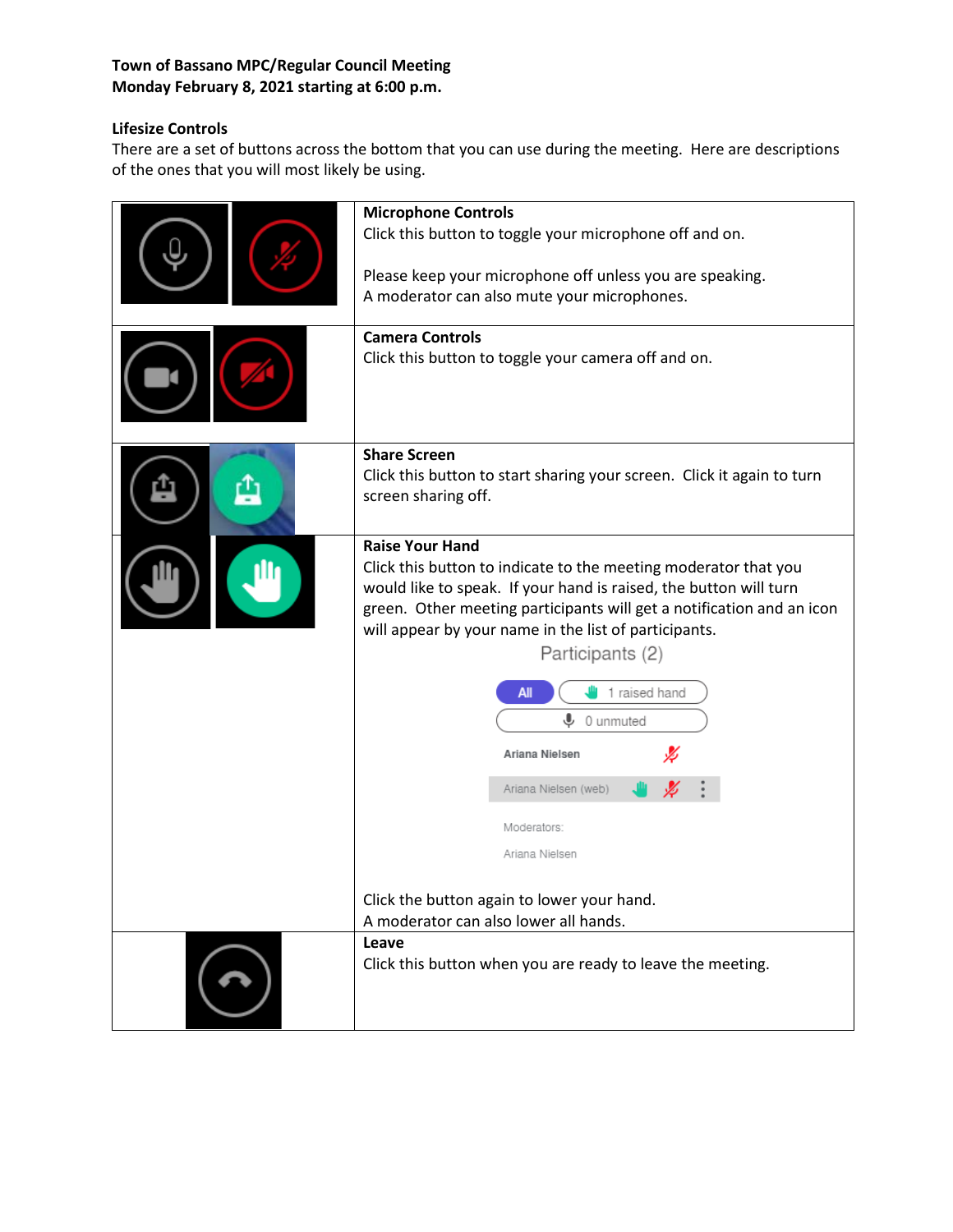**Town of Bassano MPC/Regular Council Meeting**
**Monday February 8, 2021 starting at 6:00 p.m.**

**Lifesize Controls**

There are a set of buttons across the bottom that you can use during the meeting. Here are descriptions of the ones that you will most likely be using.

| | |
|---|---|
| | **Microphone Controls**<br>Click this button to toggle your microphone off and on.<br><br>Please keep your microphone off unless you are speaking.<br>A moderator can also mute your microphones. |
| | **Camera Controls**<br>Click this button to toggle your camera off and on. |
| | **Share Screen**<br>Click this button to start sharing your screen. Click it again to turn screen sharing off. |
| | **Raise Your Hand**<br>Click this button to indicate to the meeting moderator that you would like to speak. If your hand is raised, the button will turn green. Other meeting participants will get a notification and an icon will appear by your name in the list of participants.<br><br>Participants (2)<br>All \| 1 raised hand<br>0 unmuted<br>Ariana Nielsen<br>Ariana Nielsen (web)<br>Moderators:<br>Ariana Nielsen<br><br>Click the button again to lower your hand.<br>A moderator can also lower all hands. |
| | **Leave**<br>Click this button when you are ready to leave the meeting. |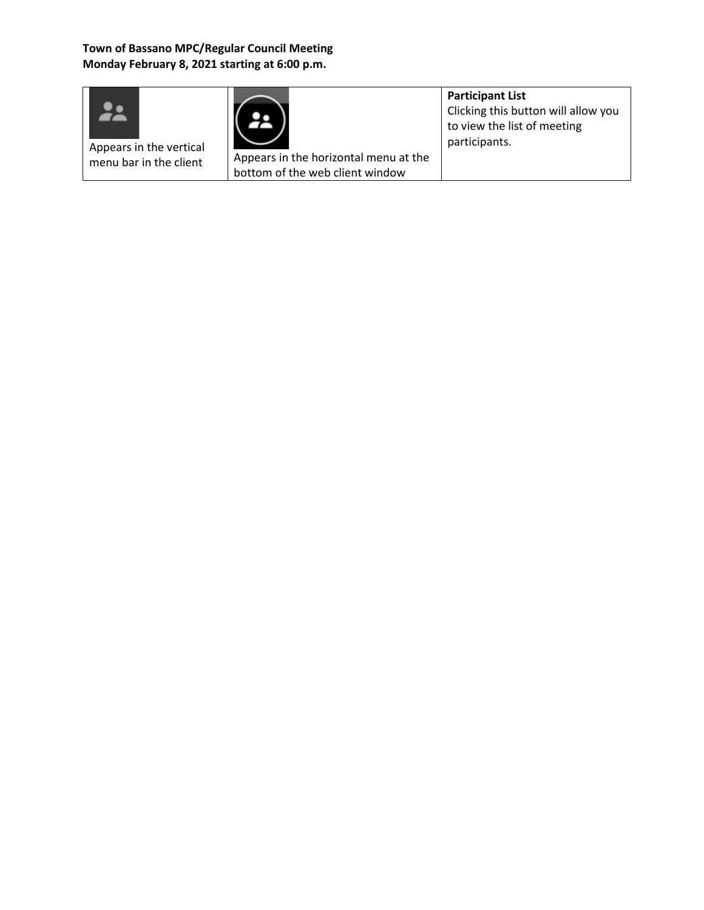**Town of Bassano MPC/Regular Council Meeting**
**Monday February 8, 2021 starting at 6:00 p.m.**

| | | |
|---|---|---|
| Appears in the vertical menu bar in the client | Appears in the horizontal menu at the bottom of the web client window | **Participant List** Clicking this button will allow you to view the list of meeting participants. |